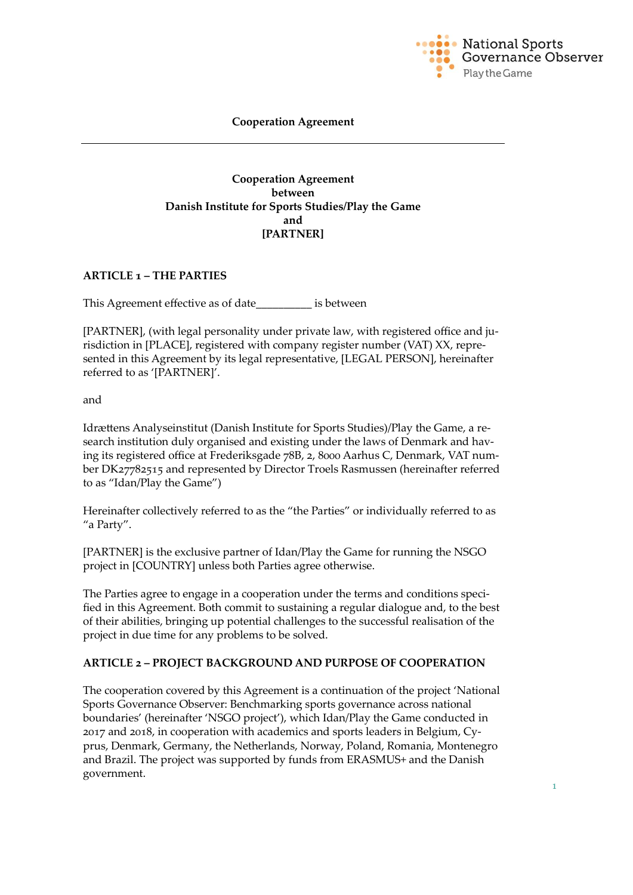**Cooperation Agreement**

---

**Cooperation Agreement**
**between**
**Danish Institute for Sports Studies/Play the Game**
**and**
**[PARTNER]**

## ARTICLE 1 – THE PARTIES

This Agreement effective as of date__________ is between

[PARTNER], (with legal personality under private law, with registered office and jurisdiction in [PLACE], registered with company register number (VAT) XX, represented in this Agreement by its legal representative, [LEGAL PERSON], hereinafter referred to as '[PARTNER]'.

and

Idrættens Analyseinstitut (Danish Institute for Sports Studies)/Play the Game, a research institution duly organised and existing under the laws of Denmark and having its registered office at Frederiksgade 78B, 2, 8000 Aarhus C, Denmark, VAT number DK27782515 and represented by Director Troels Rasmussen (hereinafter referred to as "Idan/Play the Game")

Hereinafter collectively referred to as the "the Parties" or individually referred to as "a Party".

[PARTNER] is the exclusive partner of Idan/Play the Game for running the NSGO project in [COUNTRY] unless both Parties agree otherwise.

The Parties agree to engage in a cooperation under the terms and conditions specified in this Agreement. Both commit to sustaining a regular dialogue and, to the best of their abilities, bringing up potential challenges to the successful realisation of the project in due time for any problems to be solved.

## ARTICLE 2 – PROJECT BACKGROUND AND PURPOSE OF COOPERATION

The cooperation covered by this Agreement is a continuation of the project 'National Sports Governance Observer: Benchmarking sports governance across national boundaries' (hereinafter 'NSGO project'), which Idan/Play the Game conducted in 2017 and 2018, in cooperation with academics and sports leaders in Belgium, Cyprus, Denmark, Germany, the Netherlands, Norway, Poland, Romania, Montenegro and Brazil. The project was supported by funds from ERASMUS+ and the Danish government.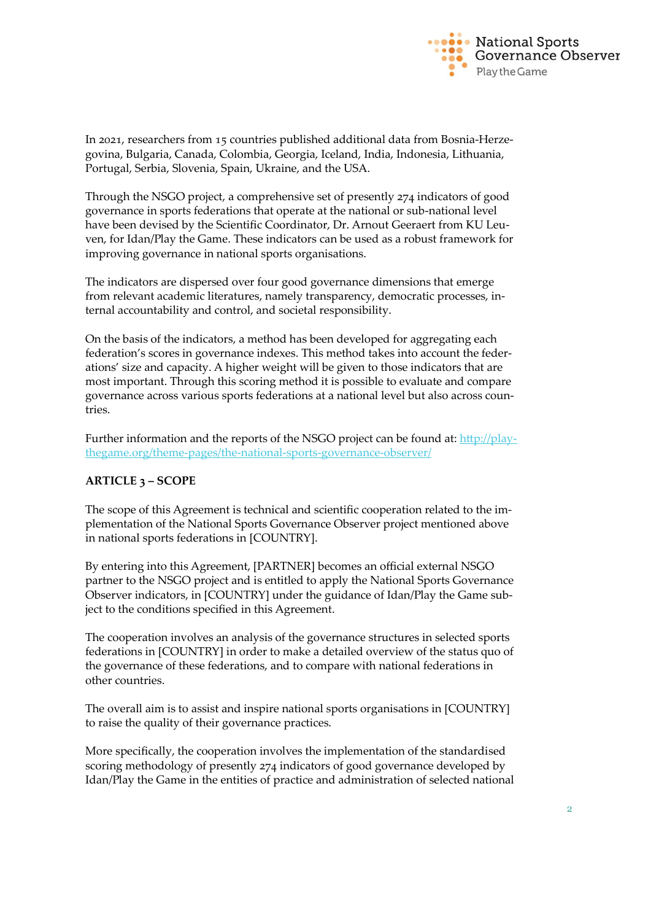In 2021, researchers from 15 countries published additional data from Bosnia-Herzegovina, Bulgaria, Canada, Colombia, Georgia, Iceland, India, Indonesia, Lithuania, Portugal, Serbia, Slovenia, Spain, Ukraine, and the USA.

Through the NSGO project, a comprehensive set of presently 274 indicators of good governance in sports federations that operate at the national or sub-national level have been devised by the Scientific Coordinator, Dr. Arnout Geeraert from KU Leuven, for Idan/Play the Game. These indicators can be used as a robust framework for improving governance in national sports organisations.

The indicators are dispersed over four good governance dimensions that emerge from relevant academic literatures, namely transparency, democratic processes, internal accountability and control, and societal responsibility.

On the basis of the indicators, a method has been developed for aggregating each federation's scores in governance indexes. This method takes into account the federations' size and capacity. A higher weight will be given to those indicators that are most important. Through this scoring method it is possible to evaluate and compare governance across various sports federations at a national level but also across countries.

Further information and the reports of the NSGO project can be found at: [http://playthegame.org/theme-pages/the-national-sports-governance-observer/](http://playthegame.org/theme-pages/the-national-sports-governance-observer/)

**ARTICLE 3 – SCOPE**

The scope of this Agreement is technical and scientific cooperation related to the implementation of the National Sports Governance Observer project mentioned above in national sports federations in [COUNTRY].

By entering into this Agreement, [PARTNER] becomes an official external NSGO partner to the NSGO project and is entitled to apply the National Sports Governance Observer indicators, in [COUNTRY] under the guidance of Idan/Play the Game subject to the conditions specified in this Agreement.

The cooperation involves an analysis of the governance structures in selected sports federations in [COUNTRY] in order to make a detailed overview of the status quo of the governance of these federations, and to compare with national federations in other countries.

The overall aim is to assist and inspire national sports organisations in [COUNTRY] to raise the quality of their governance practices.

More specifically, the cooperation involves the implementation of the standardised scoring methodology of presently 274 indicators of good governance developed by Idan/Play the Game in the entities of practice and administration of selected national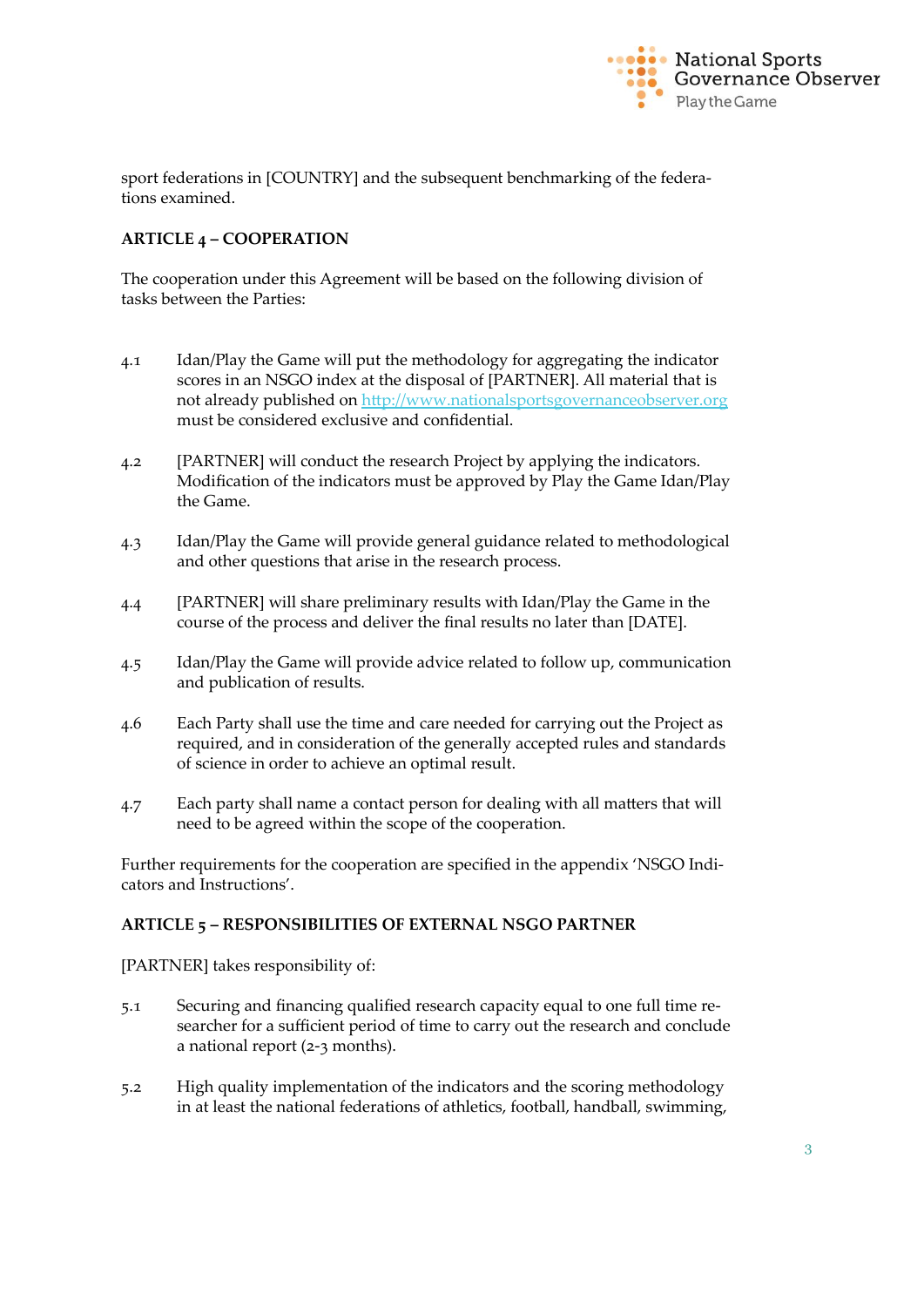sport federations in [COUNTRY] and the subsequent benchmarking of the federations examined.

**ARTICLE 4 – COOPERATION**

The cooperation under this Agreement will be based on the following division of tasks between the Parties:

4.1 Idan/Play the Game will put the methodology for aggregating the indicator scores in an NSGO index at the disposal of [PARTNER]. All material that is not already published on http://www.nationalsportsgovernanceobserver.org must be considered exclusive and confidential.

4.2 [PARTNER] will conduct the research Project by applying the indicators. Modification of the indicators must be approved by Play the Game Idan/Play the Game.

4.3 Idan/Play the Game will provide general guidance related to methodological and other questions that arise in the research process.

4.4 [PARTNER] will share preliminary results with Idan/Play the Game in the course of the process and deliver the final results no later than [DATE].

4.5 Idan/Play the Game will provide advice related to follow up, communication and publication of results.

4.6 Each Party shall use the time and care needed for carrying out the Project as required, and in consideration of the generally accepted rules and standards of science in order to achieve an optimal result.

4.7 Each party shall name a contact person for dealing with all matters that will need to be agreed within the scope of the cooperation.

Further requirements for the cooperation are specified in the appendix 'NSGO Indicators and Instructions'.

**ARTICLE 5 – RESPONSIBILITIES OF EXTERNAL NSGO PARTNER**

[PARTNER] takes responsibility of:

5.1 Securing and financing qualified research capacity equal to one full time researcher for a sufficient period of time to carry out the research and conclude a national report (2-3 months).

5.2 High quality implementation of the indicators and the scoring methodology in at least the national federations of athletics, football, handball, swimming,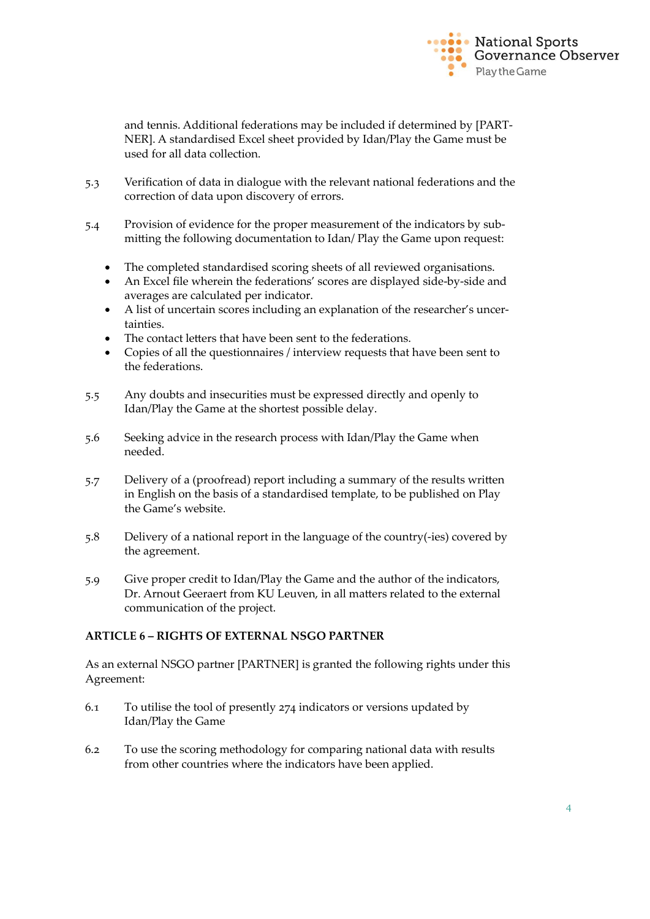and tennis. Additional federations may be included if determined by [PARTNER]. A standardised Excel sheet provided by Idan/Play the Game must be used for all data collection.

5.3 Verification of data in dialogue with the relevant national federations and the correction of data upon discovery of errors.

5.4 Provision of evidence for the proper measurement of the indicators by submitting the following documentation to Idan/ Play the Game upon request:

- The completed standardised scoring sheets of all reviewed organisations.
- An Excel file wherein the federations' scores are displayed side-by-side and averages are calculated per indicator.
- A list of uncertain scores including an explanation of the researcher's uncertainties.
- The contact letters that have been sent to the federations.
- Copies of all the questionnaires / interview requests that have been sent to the federations.

5.5 Any doubts and insecurities must be expressed directly and openly to Idan/Play the Game at the shortest possible delay.

5.6 Seeking advice in the research process with Idan/Play the Game when needed.

5.7 Delivery of a (proofread) report including a summary of the results written in English on the basis of a standardised template, to be published on Play the Game's website.

5.8 Delivery of a national report in the language of the country(-ies) covered by the agreement.

5.9 Give proper credit to Idan/Play the Game and the author of the indicators, Dr. Arnout Geeraert from KU Leuven, in all matters related to the external communication of the project.

**ARTICLE 6 – RIGHTS OF EXTERNAL NSGO PARTNER**

As an external NSGO partner [PARTNER] is granted the following rights under this Agreement:

6.1 To utilise the tool of presently 274 indicators or versions updated by Idan/Play the Game

6.2 To use the scoring methodology for comparing national data with results from other countries where the indicators have been applied.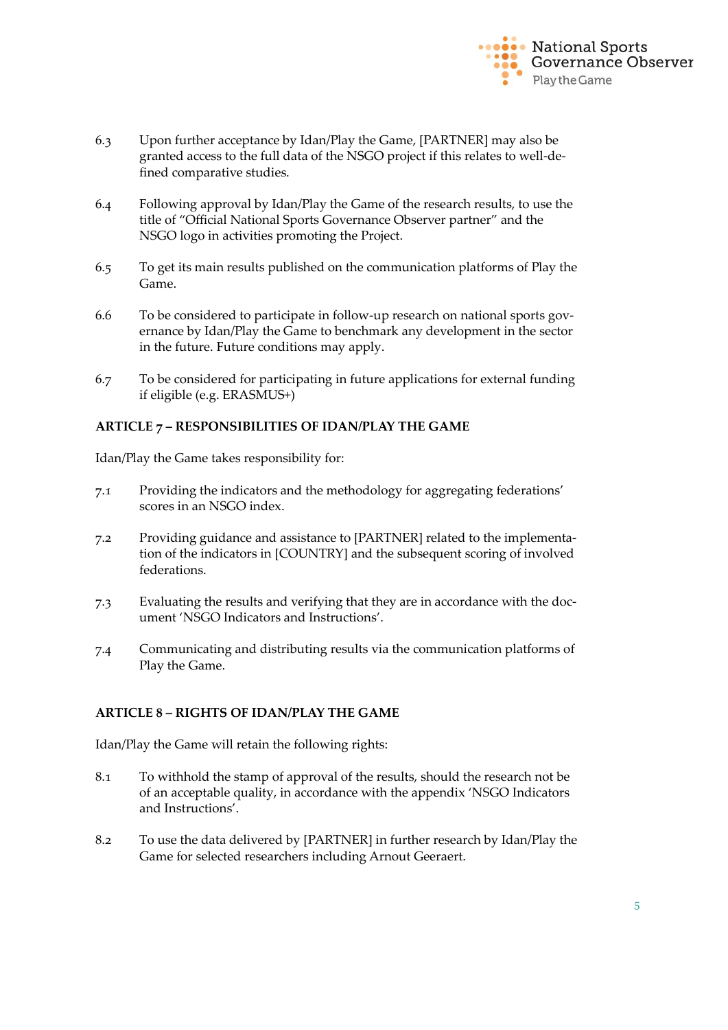6.3 Upon further acceptance by Idan/Play the Game, [PARTNER] may also be granted access to the full data of the NSGO project if this relates to well-defined comparative studies.

6.4 Following approval by Idan/Play the Game of the research results, to use the title of "Official National Sports Governance Observer partner" and the NSGO logo in activities promoting the Project.

6.5 To get its main results published on the communication platforms of Play the Game.

6.6 To be considered to participate in follow-up research on national sports governance by Idan/Play the Game to benchmark any development in the sector in the future. Future conditions may apply.

6.7 To be considered for participating in future applications for external funding if eligible (e.g. ERASMUS+)

**ARTICLE 7 – RESPONSIBILITIES OF IDAN/PLAY THE GAME**

Idan/Play the Game takes responsibility for:

7.1 Providing the indicators and the methodology for aggregating federations' scores in an NSGO index.

7.2 Providing guidance and assistance to [PARTNER] related to the implementation of the indicators in [COUNTRY] and the subsequent scoring of involved federations.

7.3 Evaluating the results and verifying that they are in accordance with the document 'NSGO Indicators and Instructions'.

7.4 Communicating and distributing results via the communication platforms of Play the Game.

**ARTICLE 8 – RIGHTS OF IDAN/PLAY THE GAME**

Idan/Play the Game will retain the following rights:

8.1 To withhold the stamp of approval of the results, should the research not be of an acceptable quality, in accordance with the appendix 'NSGO Indicators and Instructions'.

8.2 To use the data delivered by [PARTNER] in further research by Idan/Play the Game for selected researchers including Arnout Geeraert.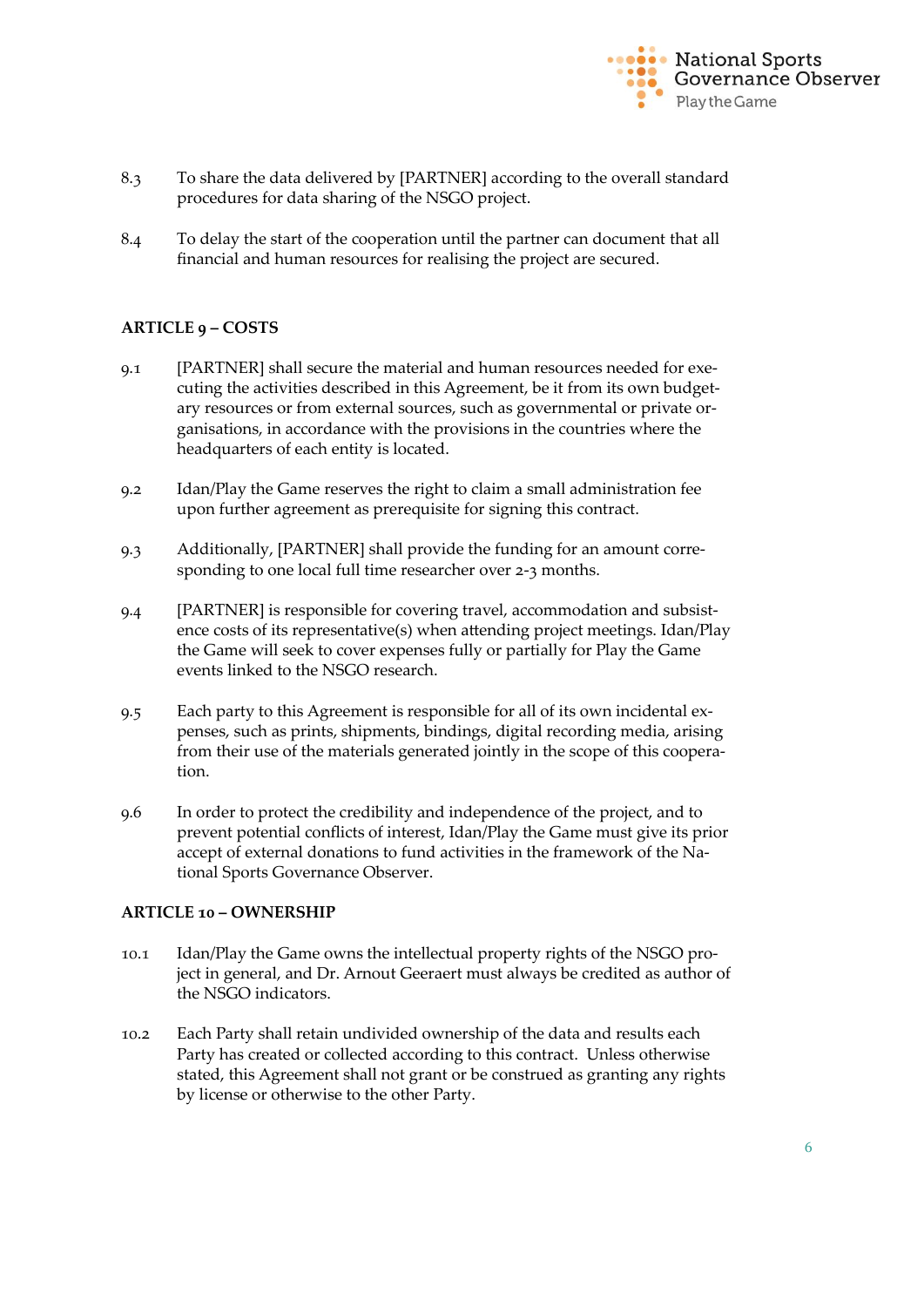8.3 To share the data delivered by [PARTNER] according to the overall standard procedures for data sharing of the NSGO project.

8.4 To delay the start of the cooperation until the partner can document that all financial and human resources for realising the project are secured.

**ARTICLE 9 – COSTS**

9.1 [PARTNER] shall secure the material and human resources needed for executing the activities described in this Agreement, be it from its own budgetary resources or from external sources, such as governmental or private organisations, in accordance with the provisions in the countries where the headquarters of each entity is located.

9.2 Idan/Play the Game reserves the right to claim a small administration fee upon further agreement as prerequisite for signing this contract.

9.3 Additionally, [PARTNER] shall provide the funding for an amount corresponding to one local full time researcher over 2-3 months.

9.4 [PARTNER] is responsible for covering travel, accommodation and subsistence costs of its representative(s) when attending project meetings. Idan/Play the Game will seek to cover expenses fully or partially for Play the Game events linked to the NSGO research.

9.5 Each party to this Agreement is responsible for all of its own incidental expenses, such as prints, shipments, bindings, digital recording media, arising from their use of the materials generated jointly in the scope of this cooperation.

9.6 In order to protect the credibility and independence of the project, and to prevent potential conflicts of interest, Idan/Play the Game must give its prior accept of external donations to fund activities in the framework of the National Sports Governance Observer.

**ARTICLE 10 – OWNERSHIP**

10.1 Idan/Play the Game owns the intellectual property rights of the NSGO project in general, and Dr. Arnout Geeraert must always be credited as author of the NSGO indicators.

10.2 Each Party shall retain undivided ownership of the data and results each Party has created or collected according to this contract. Unless otherwise stated, this Agreement shall not grant or be construed as granting any rights by license or otherwise to the other Party.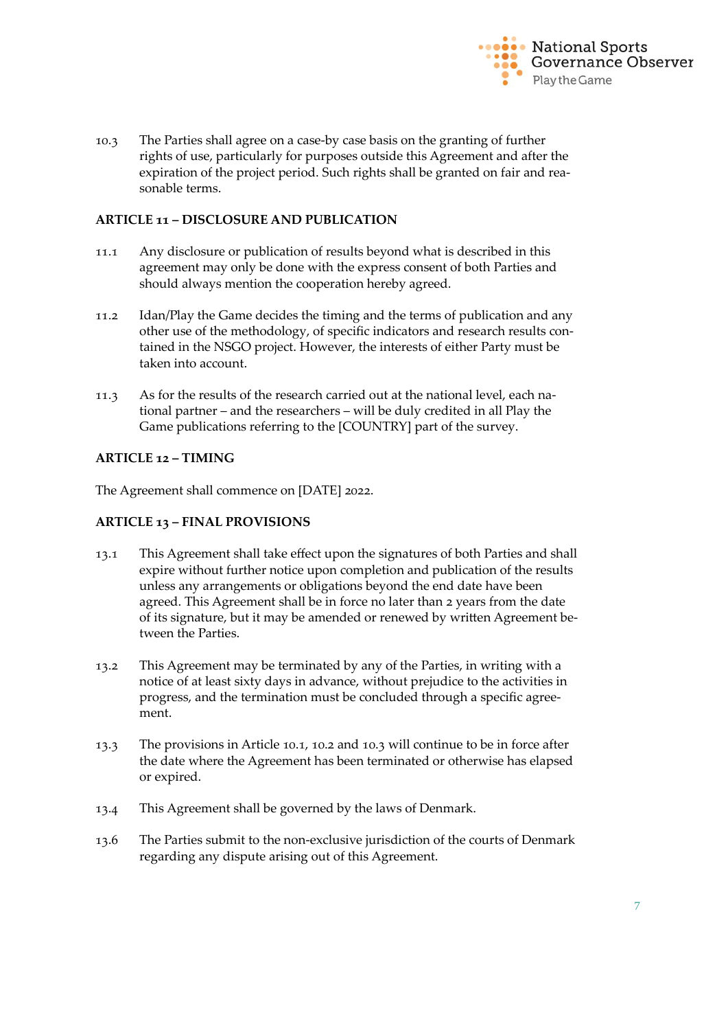10.3 The Parties shall agree on a case-by case basis on the granting of further rights of use, particularly for purposes outside this Agreement and after the expiration of the project period. Such rights shall be granted on fair and reasonable terms.

**ARTICLE 11 – DISCLOSURE AND PUBLICATION**

11.1 Any disclosure or publication of results beyond what is described in this agreement may only be done with the express consent of both Parties and should always mention the cooperation hereby agreed.

11.2 Idan/Play the Game decides the timing and the terms of publication and any other use of the methodology, of specific indicators and research results contained in the NSGO project. However, the interests of either Party must be taken into account.

11.3 As for the results of the research carried out at the national level, each national partner – and the researchers – will be duly credited in all Play the Game publications referring to the [COUNTRY] part of the survey.

**ARTICLE 12 – TIMING**

The Agreement shall commence on [DATE] 2022.

**ARTICLE 13 – FINAL PROVISIONS**

13.1 This Agreement shall take effect upon the signatures of both Parties and shall expire without further notice upon completion and publication of the results unless any arrangements or obligations beyond the end date have been agreed. This Agreement shall be in force no later than 2 years from the date of its signature, but it may be amended or renewed by written Agreement between the Parties.

13.2 This Agreement may be terminated by any of the Parties, in writing with a notice of at least sixty days in advance, without prejudice to the activities in progress, and the termination must be concluded through a specific agreement.

13.3 The provisions in Article 10.1, 10.2 and 10.3 will continue to be in force after the date where the Agreement has been terminated or otherwise has elapsed or expired.

13.4 This Agreement shall be governed by the laws of Denmark.

13.6 The Parties submit to the non-exclusive jurisdiction of the courts of Denmark regarding any dispute arising out of this Agreement.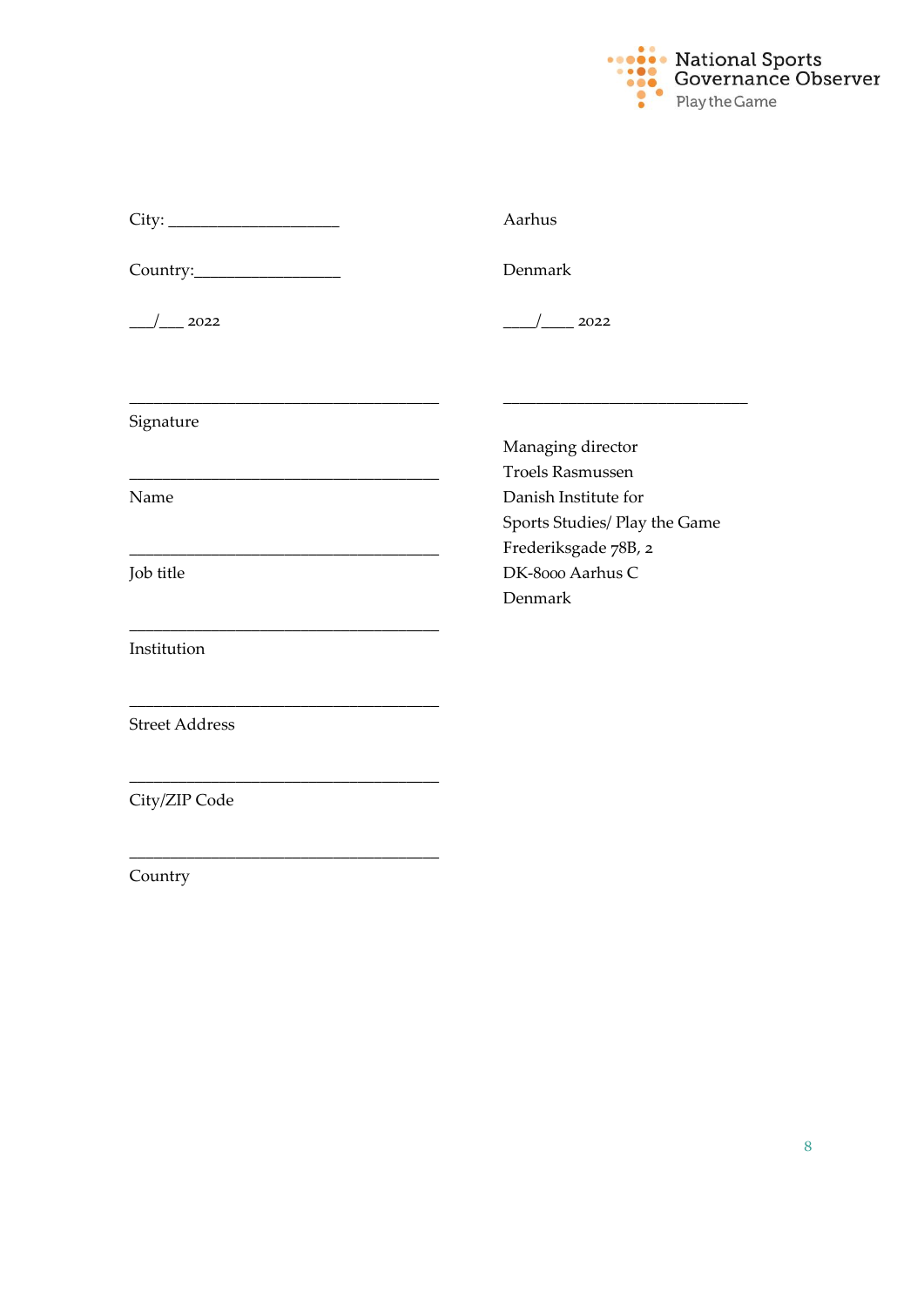| | |
|---|---|
| City: ____________________ | Aarhus |
| Country:_________________ | Denmark |
| ___/___ 2022 | ____/____ 2022 |
| ____________________________________ | _____________________________ |
| Signature | |
| ____________________________________ | Managing director<br>Troels Rasmussen<br>Danish Institute for<br>Sports Studies/ Play the Game<br>Frederiksgade 78B, 2<br>DK-8000 Aarhus C<br>Denmark |
| Name | |
| ____________________________________ | |
| Job title | |
| ____________________________________ | |
| Institution | |
| ____________________________________ | |
| Street Address | |
| ____________________________________ | |
| City/ZIP Code | |
| ____________________________________ | |
| Country | |